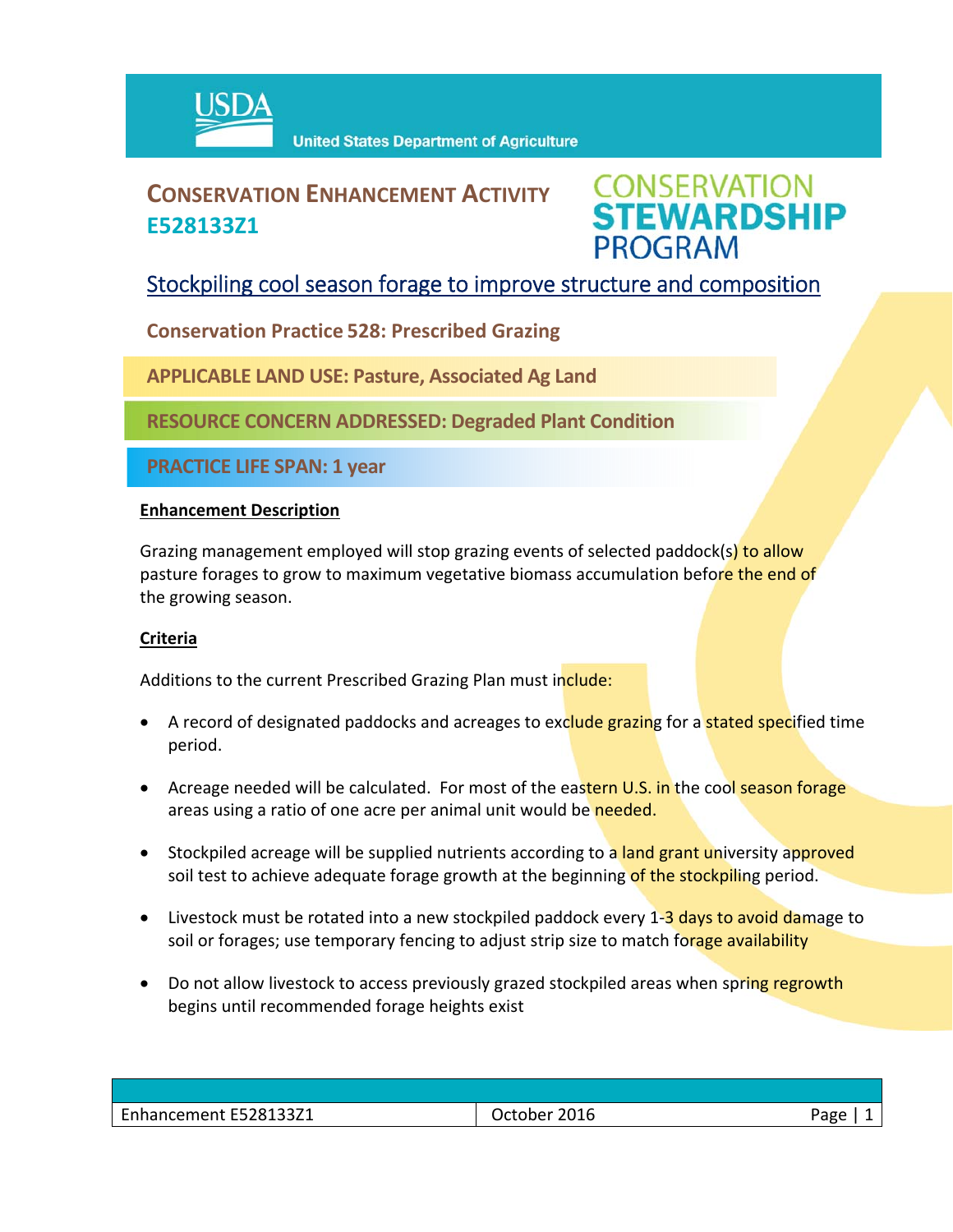USDA United States Department of Agriculture

# CONSERVATION ENHANCEMENT ACTIVITY E528133Z1

CONSERVATION STEWARDSHIP PROGRAM

## Stockpiling cool season forage to improve structure and composition

**Conservation Practice 528: Prescribed Grazing**

**APPLICABLE LAND USE: Pasture, Associated Ag Land**

**RESOURCE CONCERN ADDRESSED: Degraded Plant Condition**

**PRACTICE LIFE SPAN: 1 year**

### Enhancement Description

Grazing management employed will stop grazing events of selected paddock(s) to allow pasture forages to grow to maximum vegetative biomass accumulation before the end of the growing season.

### Criteria

Additions to the current Prescribed Grazing Plan must include:

- A record of designated paddocks and acreages to exclude grazing for a stated specified time period.
- Acreage needed will be calculated. For most of the eastern U.S. in the cool season forage areas using a ratio of one acre per animal unit would be needed.
- Stockpiled acreage will be supplied nutrients according to a land grant university approved soil test to achieve adequate forage growth at the beginning of the stockpiling period.
- Livestock must be rotated into a new stockpiled paddock every 1-3 days to avoid damage to soil or forages; use temporary fencing to adjust strip size to match forage availability
- Do not allow livestock to access previously grazed stockpiled areas when spring regrowth begins until recommended forage heights exist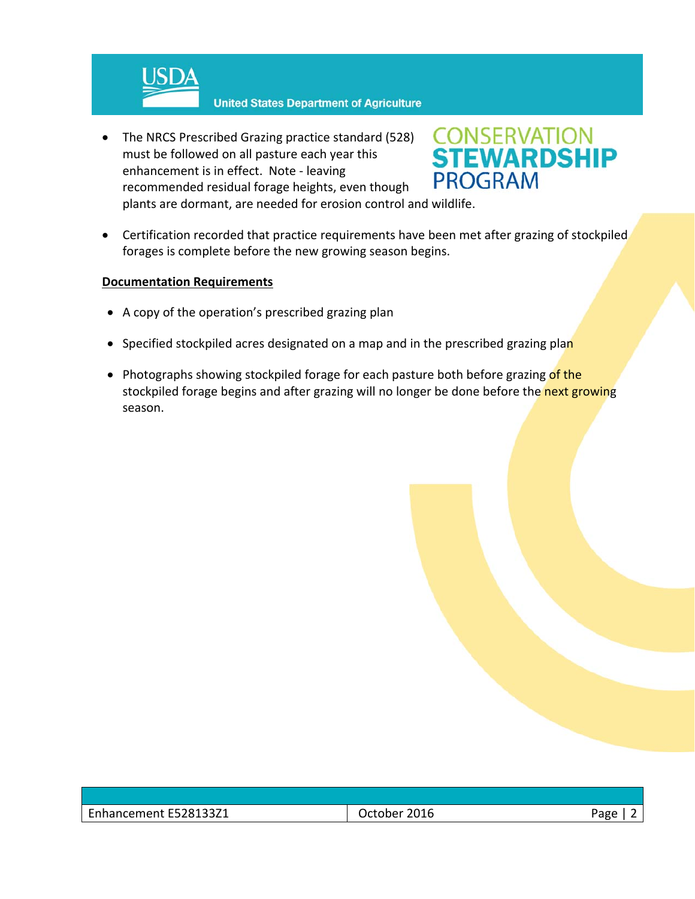- The NRCS Prescribed Grazing practice standard (528) must be followed on all pasture each year this enhancement is in effect. Note - leaving recommended residual forage heights, even though plants are dormant, are needed for erosion control and wildlife.

- Certification recorded that practice requirements have been met after grazing of stockpiled forages is complete before the new growing season begins.

**Documentation Requirements**

- A copy of the operation's prescribed grazing plan
- Specified stockpiled acres designated on a map and in the prescribed grazing plan
- Photographs showing stockpiled forage for each pasture both before grazing of the stockpiled forage begins and after grazing will no longer be done before the next growing season.